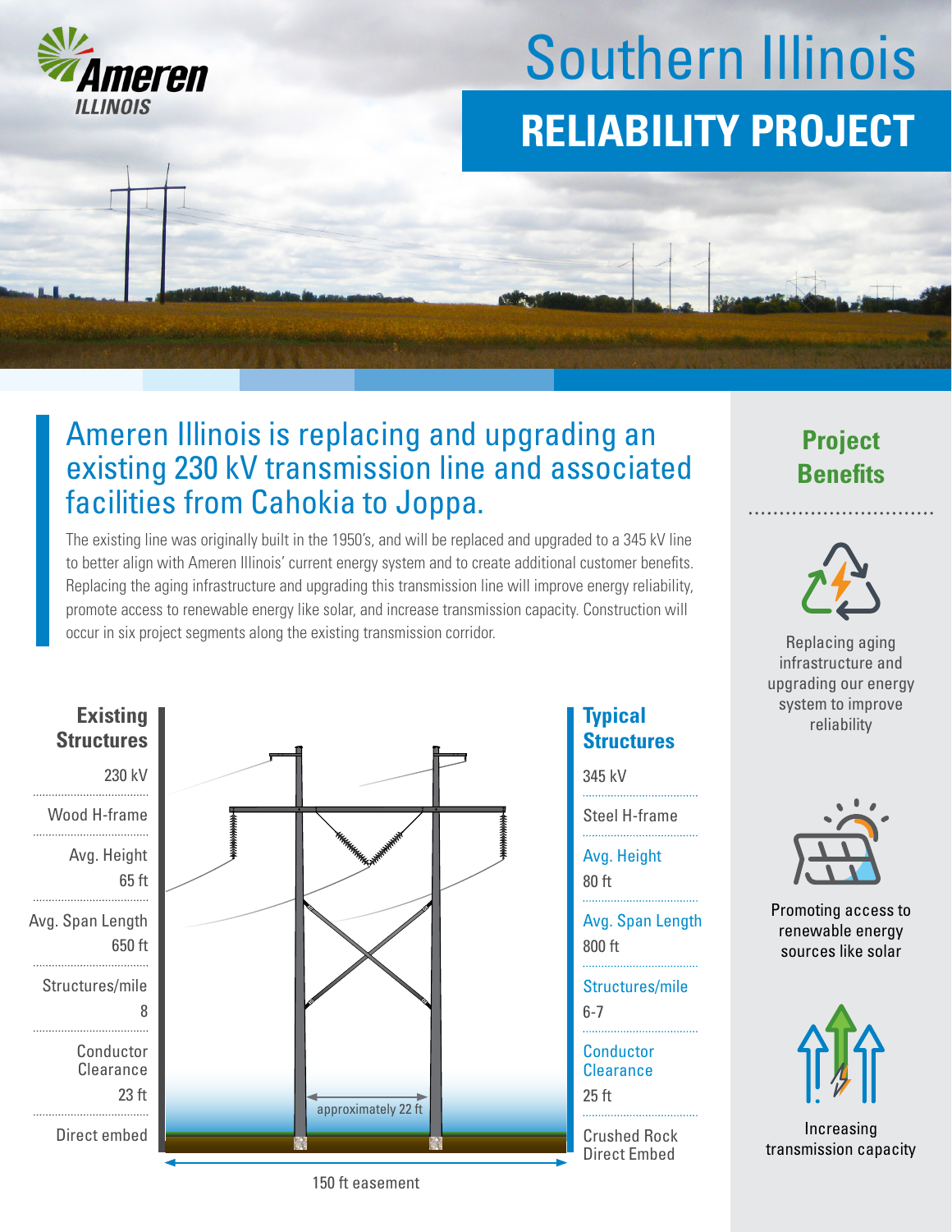# Southern Illinois RELIABILITY PROJECT

## Ameren Illinois is replacing and upgrading an existing 230 kV transmission line and associated facilities from Cahokia to Joppa.

The existing line was originally built in the 1950's, and will be replaced and upgraded to a 345 kV line to better align with Ameren Illinois' current energy system and to create additional customer benefits. Replacing the aging infrastructure and upgrading this transmission line will improve energy reliability, promote access to renewable energy like solar, and increase transmission capacity. Construction will occur in six project segments along the existing transmission corridor.

| | Existing Structures | Typical Structures |
|---|---|---|
| Voltage | 230 kV | 345 kV |
| Type | Wood H-frame | Steel H-frame |
| Avg. Height | 65 ft | 80 ft |
| Avg. Span Length | 650 ft | 800 ft |
| Structures/mile | 8 | 6-7 |
| Conductor Clearance | 23 ft | 25 ft |
| Foundation | Direct embed | Crushed Rock Direct Embed |

approximately 22 ft

150 ft easement

## Project Benefits

- Replacing aging infrastructure and upgrading our energy system to improve reliability
- Promoting access to renewable energy sources like solar
- Increasing transmission capacity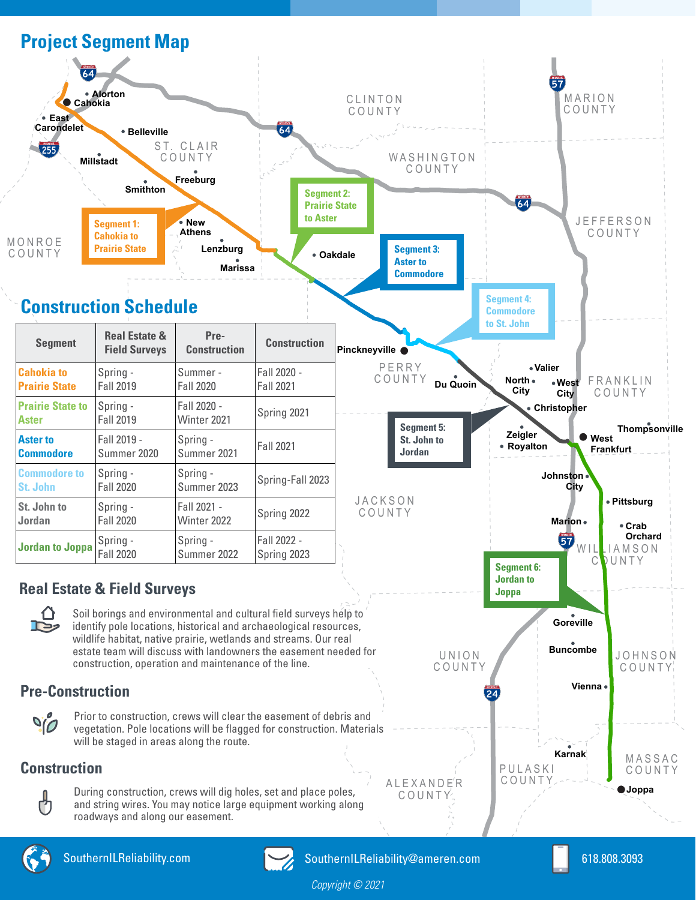## Project Segment Map

Segment 1: Cahokia to Prairie State

Segment 2: Prairie State to Aster

Segment 3: Aster to Commodore

Segment 4: Commodore to St. John

Segment 5: St. John to Jordan

Segment 6: Jordan to Joppa

## Construction Schedule

| Segment | Real Estate & Field Surveys | Pre-Construction | Construction |
|---|---|---|---|
| Cahokia to Prairie State | Spring - Fall 2019 | Summer - Fall 2020 | Fall 2020 - Fall 2021 |
| Prairie State to Aster | Spring - Fall 2019 | Fall 2020 - Winter 2021 | Spring 2021 |
| Aster to Commodore | Fall 2019 - Summer 2020 | Spring - Summer 2021 | Fall 2021 |
| Commodore to St. John | Spring - Fall 2020 | Spring - Summer 2023 | Spring-Fall 2023 |
| St. John to Jordan | Spring - Fall 2020 | Fall 2021 - Winter 2022 | Spring 2022 |
| Jordan to Joppa | Spring - Fall 2020 | Spring - Summer 2022 | Fall 2022 - Spring 2023 |

## Real Estate & Field Surveys

Soil borings and environmental and cultural field surveys help to identify pole locations, historical and archaeological resources, wildlife habitat, native prairie, wetlands and streams. Our real estate team will discuss with landowners the easement needed for construction, operation and maintenance of the line.

## Pre-Construction

Prior to construction, crews will clear the easement of debris and vegetation. Pole locations will be flagged for construction. Materials will be staged in areas along the route.

## Construction

During construction, crews will dig holes, set and place poles, and string wires. You may notice large equipment working along roadways and along our easement.

SouthernILReliability.com

SouthernILReliability@ameren.com

618.808.3093

Copyright © 2021